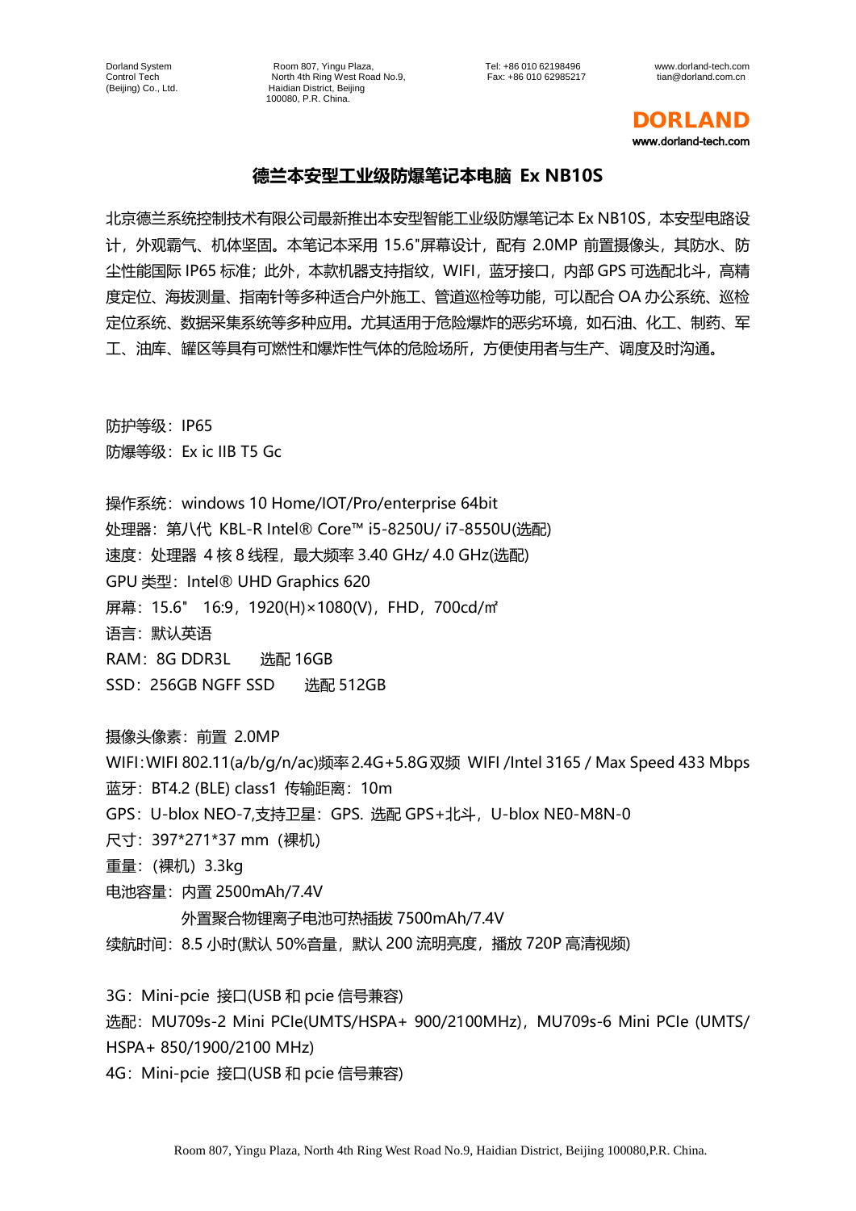# 德兰本安型工业级防爆笔记本电脑 Ex NB10S

北京德兰系统控制技术有限公司最新推出本安型智能工业级防爆笔记本 Ex NB10S，本安型电路设计，外观霸气、机体坚固。本笔记本采用 15.6"屏幕设计，配有 2.0MP 前置摄像头，其防水、防尘性能国际 IP65 标准；此外，本款机器支持指纹，WIFI，蓝牙接口，内部 GPS 可选配北斗，高精度定位、海拔测量、指南针等多种适合户外施工、管道巡检等功能，可以配合 OA 办公系统、巡检定位系统、数据采集系统等多种应用。尤其适用于危险爆炸的恶劣环境，如石油、化工、制药、军工、油库、罐区等具有可燃性和爆炸性气体的危险场所，方便使用者与生产、调度及时沟通。

防护等级：IP65
防爆等级：Ex ic IIB T5 Gc

操作系统：windows 10 Home/IOT/Pro/enterprise 64bit
处理器：第八代 KBL-R Intel® Core™ i5-8250U/ i7-8550U(选配)
速度：处理器 4 核 8 线程，最大频率 3.40 GHz/ 4.0 GHz(选配)
GPU 类型：Intel® UHD Graphics 620
屏幕：15.6" 16:9，1920(H)×1080(V)，FHD，700cd/㎡
语言：默认英语
RAM：8G DDR3L 选配 16GB
SSD：256GB NGFF SSD 选配 512GB

摄像头像素：前置 2.0MP
WIFI：WIFI 802.11(a/b/g/n/ac)频率 2.4G+5.8G 双频 WIFI /Intel 3165 / Max Speed 433 Mbps
蓝牙：BT4.2 (BLE) class1 传输距离：10m
GPS：U-blox NEO-7,支持卫星：GPS. 选配 GPS+北斗，U-blox NE0-M8N-0
尺寸：397*271*37 mm（裸机）
重量：（裸机）3.3kg
电池容量：内置 2500mAh/7.4V
外置聚合物锂离子电池可热插拔 7500mAh/7.4V
续航时间：8.5 小时(默认 50%音量，默认 200 流明亮度，播放 720P 高清视频)

3G：Mini-pcie 接口(USB 和 pcie 信号兼容)
选配：MU709s-2 Mini PCIe(UMTS/HSPA+ 900/2100MHz)，MU709s-6 Mini PCIe (UMTS/HSPA+ 850/1900/2100 MHz)
4G：Mini-pcie 接口(USB 和 pcie 信号兼容)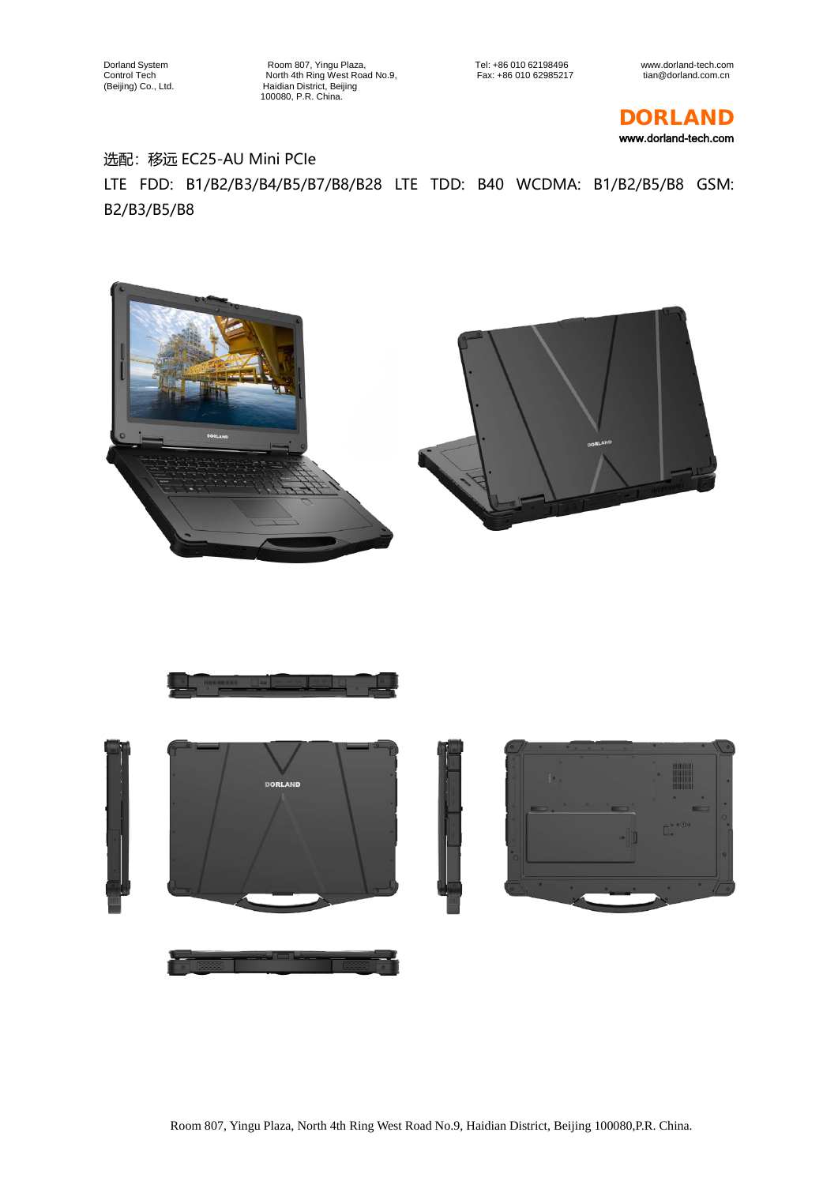选配：移远 EC25-AU Mini PCIe

LTE FDD: B1/B2/B3/B4/B5/B7/B8/B28 LTE TDD: B40 WCDMA: B1/B2/B5/B8 GSM: B2/B3/B5/B8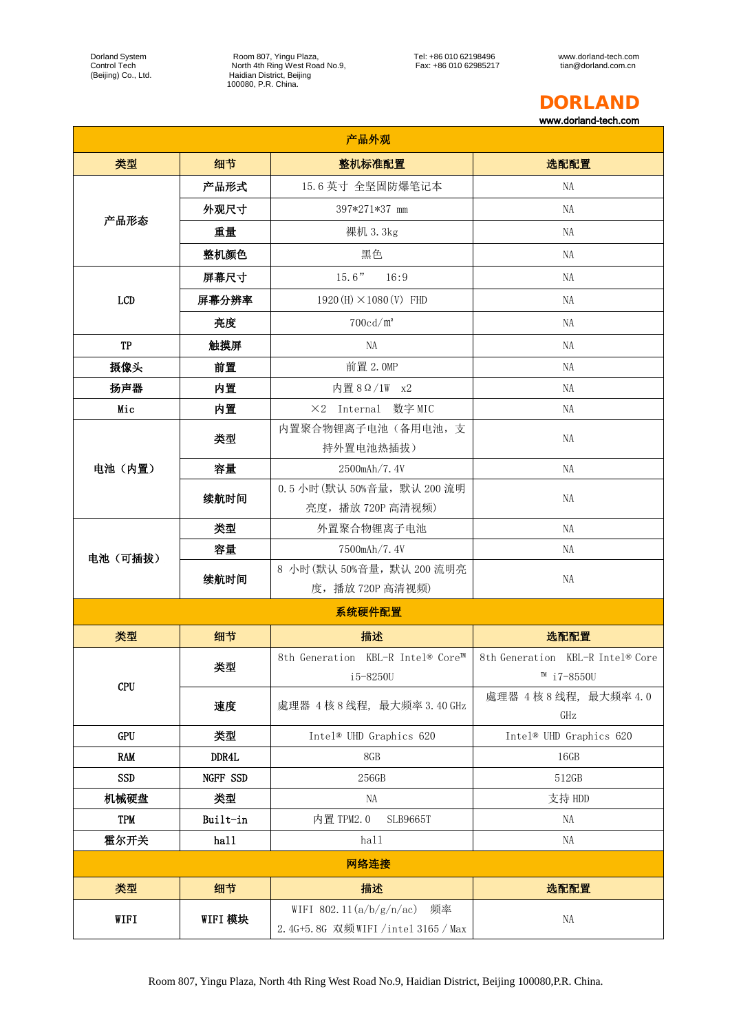| 产品外观 | | | |
|---|---|---|---|
| 类型 | 细节 | 整机标准配置 | 选配配置 |
| 产品形态 | 产品形式 | 15.6 英寸 全坚固防爆笔记本 | NA |
| | 外观尺寸 | 397*271*37 mm | NA |
| | 重量 | 裸机 3.3kg | NA |
| | 整机颜色 | 黑色 | NA |
| LCD | 屏幕尺寸 | 15.6” 16:9 | NA |
| | 屏幕分辨率 | 1920(H)×1080(V) FHD | NA |
| | 亮度 | 700cd/m² | NA |
| TP | 触摸屏 | NA | NA |
| 摄像头 | 前置 | 前置 2.0MP | NA |
| 扬声器 | 内置 | 内置 8Ω/1W x2 | NA |
| Mic | 内置 | ×2 Internal 数字 MIC | NA |
| 电池（内置） | 类型 | 内置聚合物锂离子电池（备用电池，支持外置电池热插拔） | NA |
| | 容量 | 2500mAh/7.4V | NA |
| | 续航时间 | 0.5 小时(默认 50%音量，默认 200 流明亮度，播放 720P 高清视频) | NA |
| 电池（可插拔） | 类型 | 外置聚合物锂离子电池 | NA |
| | 容量 | 7500mAh/7.4V | NA |
| | 续航时间 | 8 小时(默认 50%音量，默认 200 流明亮度，播放 720P 高清视频) | NA |
| 系统硬件配置 | | | |
| 类型 | 细节 | 描述 | 选配配置 |
| CPU | 类型 | 8th Generation KBL-R Intel® Core™ i5-8250U | 8th Generation KBL-R Intel® Core ™ i7-8550U |
| | 速度 | 處理器 4 核 8 线程, 最大频率 3.40 GHz | 處理器 4 核 8 线程, 最大频率 4.0 GHz |
| GPU | 类型 | Intel® UHD Graphics 620 | Intel® UHD Graphics 620 |
| RAM | DDR4L | 8GB | 16GB |
| SSD | NGFF SSD | 256GB | 512GB |
| 机械硬盘 | 类型 | NA | 支持 HDD |
| TPM | Built-in | 内置 TPM2.0 SLB9665T | NA |
| 霍尔开关 | hall | hall | NA |
| 网络连接 | | | |
| 类型 | 细节 | 描述 | 选配配置 |
| WIFI | WIFI 模块 | WIFI 802.11(a/b/g/n/ac) 频率 2.4G+5.8G 双频 WIFI /intel 3165 / Max | NA |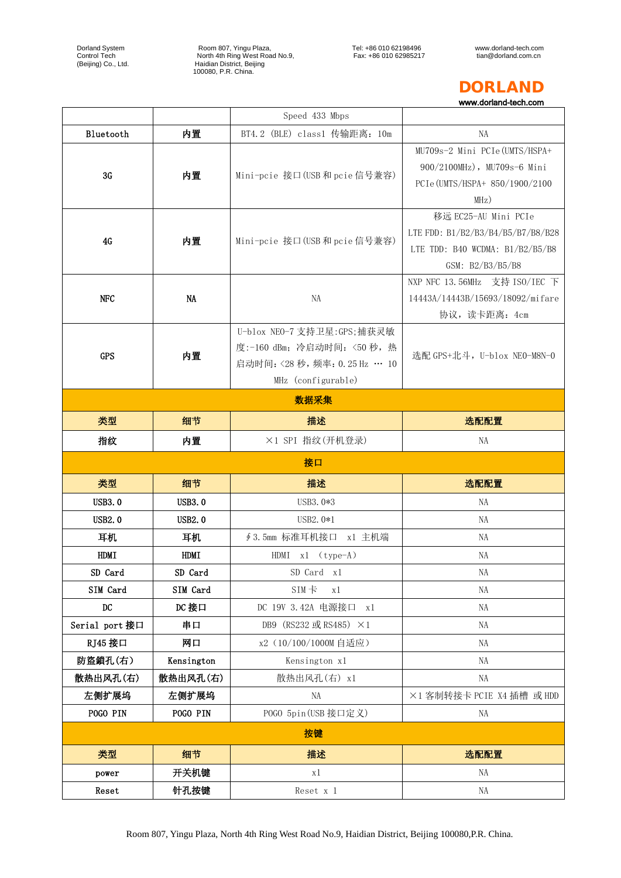| | | Speed 433 Mbps | |
|---|---|---|---|
| Bluetooth | 内置 | BT4.2 (BLE) class1 传输距离：10m | NA |
| 3G | 内置 | Mini-pcie 接口(USB 和 pcie 信号兼容) | MU709s-2 Mini PCIe(UMTS/HSPA+ 900/2100MHz)，MU709s-6 Mini PCIe(UMTS/HSPA+ 850/1900/2100 MHz) |
| 4G | 内置 | Mini-pcie 接口(USB 和 pcie 信号兼容) | 移远 EC25-AU Mini PCIe LTE FDD: B1/B2/B3/B4/B5/B7/B8/B28 LTE TDD: B40 WCDMA: B1/B2/B5/B8 GSM: B2/B3/B5/B8 |
| NFC | NA | NA | NXP NFC 13.56MHz 支持 ISO/IEC 下 14443A/14443B/15693/18092/mifare 协议，读卡距离：4cm |
| GPS | 内置 | U-blox NEO-7 支持卫星:GPS;捕获灵敏度:-160 dBm; 冷启动时间：<50 秒，热启动时间:<28 秒，频率：0.25 Hz … 10 MHz (configurable) | 选配 GPS+北斗，U-blox NEO-M8N-0 |
| **数据采集** | | | |
| **类型** | **细节** | **描述** | **选配配置** |
| 指纹 | 内置 | ×1 SPI 指纹(开机登录) | NA |
| **接口** | | | |
| **类型** | **细节** | **描述** | **选配配置** |
| USB3.0 | USB3.0 | USB3.0*3 | NA |
| USB2.0 | USB2.0 | USB2.0*1 | NA |
| 耳机 | 耳机 | ∮3.5mm 标准耳机接口 x1 主机端 | NA |
| HDMI | HDMI | HDMI x1 (type-A) | NA |
| SD Card | SD Card | SD Card x1 | NA |
| SIM Card | SIM Card | SIM 卡 x1 | NA |
| DC | DC 接口 | DC 19V 3.42A 电源接口 x1 | NA |
| Serial port 接口 | 串口 | DB9 (RS232 或 RS485) ×1 | NA |
| RJ45 接口 | 网口 | x2 (10/100/1000M 自适应) | NA |
| 防盗鎖孔(右) | Kensington | Kensington x1 | NA |
| 散热出风孔(右) | 散热出风孔(右) | 散热出风孔(右) x1 | NA |
| 左侧扩展坞 | 左侧扩展坞 | NA | ×1 客制转接卡 PCIE X4 插槽 或 HDD |
| POGO PIN | POGO PIN | POGO 5pin(USB 接口定义) | NA |
| **按键** | | | |
| **类型** | **细节** | **描述** | **选配配置** |
| power | 开关机键 | x1 | NA |
| Reset | 针孔按键 | Reset x 1 | NA |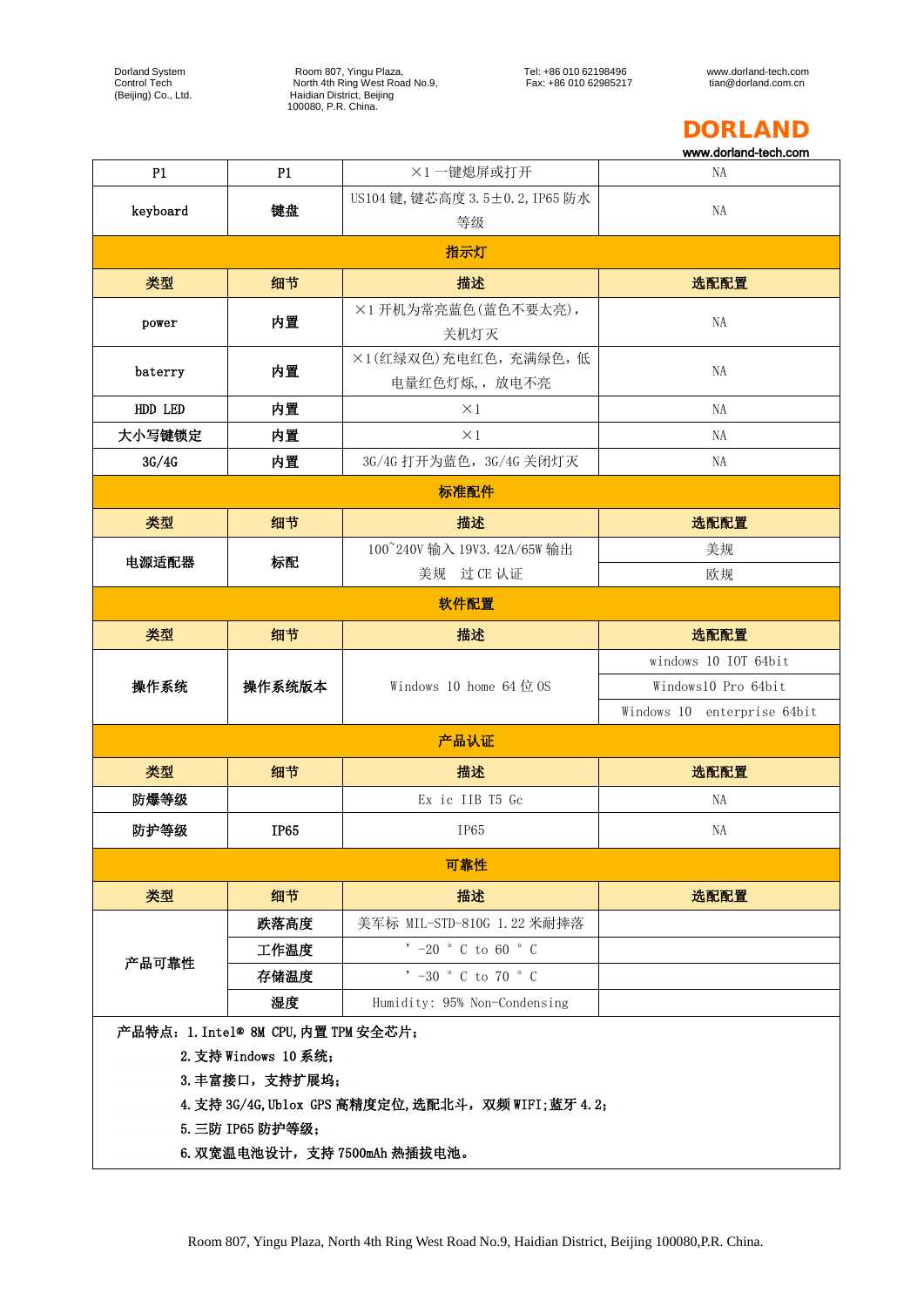| | | | |
|---|---|---|---|
| P1 | P1 | ×1 一键熄屏或打开 | NA |
| keyboard | 键盘 | US104 键，键芯高度 3.5±0.2，IP65 防水等级 | NA |
| **指示灯** | | | |
| **类型** | **细节** | **描述** | **选配配置** |
| power | 内置 | ×1 开机为常亮蓝色(蓝色不要太亮)，关机灯灭 | NA |
| baterry | 内置 | ×1(红绿双色)充电红色，充满绿色，低电量红色灯烁，，放电不亮 | NA |
| HDD LED | 内置 | ×1 | NA |
| 大小写键锁定 | 内置 | ×1 | NA |
| 3G/4G | 内置 | 3G/4G 打开为蓝色，3G/4G 关闭灯灭 | NA |
| **标准配件** | | | |
| **类型** | **细节** | **描述** | **选配配置** |
| 电源适配器 | 标配 | 100~240V 输入 19V3.42A/65W 输出 美规　过 CE 认证 | 美规 |
| | | | 欧规 |
| **软件配置** | | | |
| **类型** | **细节** | **描述** | **选配配置** |
| 操作系统 | 操作系统版本 | Windows 10 home 64 位 OS | windows 10 IOT 64bit |
| | | | Windows10 Pro 64bit |
| | | | Windows 10　enterprise 64bit |
| **产品认证** | | | |
| **类型** | **细节** | **描述** | **选配配置** |
| 防爆等级 | | Ex ic IIB T5 Gc | NA |
| 防护等级 | IP65 | IP65 | NA |
| **可靠性** | | | |
| **类型** | **细节** | **描述** | **选配配置** |
| 产品可靠性 | 跌落高度 | 美军标 MIL-STD-810G 1.22 米耐摔落 | |
| | 工作温度 | ’-20 ° C to 60 ° C | |
| | 存储温度 | ’-30 ° C to 70 ° C | |
| | 湿度 | Humidity: 95% Non-Condensing | |

**产品特点：1.Intel® 8M CPU,内置 TPM 安全芯片；**

**2.支持 Windows 10 系统；**

**3.丰富接口，支持扩展坞；**

**4.支持 3G/4G,Ublox GPS 高精度定位,选配北斗，双频 WIFI;蓝牙 4.2；**

**5.三防 IP65 防护等级；**

**6.双宽温电池设计，支持 7500mAh 热插拔电池。**